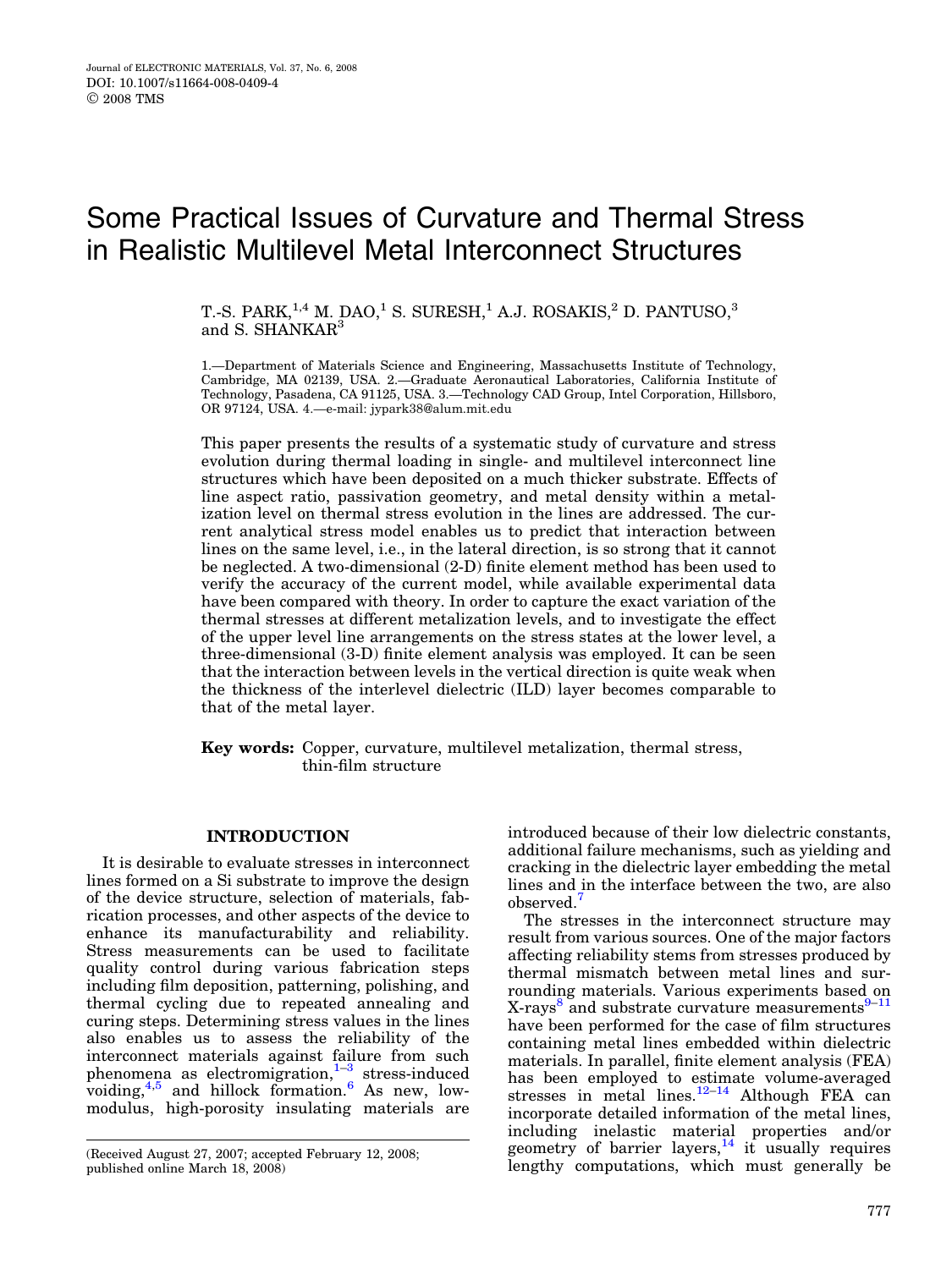# Some Practical Issues of Curvature and Thermal Stress in Realistic Multilevel Metal Interconnect Structures

T.-S. PARK,[1,4] M. DAO,[1] S. SURESH,[1] A.J. ROSAKIS,[2] D. PANTUSO,[3] and S. SHANKAR[3]

1.—Department of Materials Science and Engineering, Massachusetts Institute of Technology, Cambridge, MA 02139, USA. 2.—Graduate Aeronautical Laboratories, California Institute of Technology, Pasadena, CA 91125, USA. 3.—Technology CAD Group, Intel Corporation, Hillsboro, OR 97124, USA. 4.—e-mail: jypark38@alum.mit.edu

This paper presents the results of a systematic study of curvature and stress evolution during thermal loading in single- and multilevel interconnect line structures which have been deposited on a much thicker substrate. Effects of line aspect ratio, passivation geometry, and metal density within a metalization level on thermal stress evolution in the lines are addressed. The current analytical stress model enables us to predict that interaction between lines on the same level, i.e., in the lateral direction, is so strong that it cannot be neglected. A two-dimensional (2-D) finite element method has been used to verify the accuracy of the current model, while available experimental data have been compared with theory. In order to capture the exact variation of the thermal stresses at different metalization levels, and to investigate the effect of the upper level line arrangements on the stress states at the lower level, a three-dimensional (3-D) finite element analysis was employed. It can be seen that the interaction between levels in the vertical direction is quite weak when the thickness of the interlevel dielectric (ILD) layer becomes comparable to that of the metal layer.

**Key words:** Copper, curvature, multilevel metalization, thermal stress, thin-film structure

## INTRODUCTION

It is desirable to evaluate stresses in interconnect lines formed on a Si substrate to improve the design of the device structure, selection of materials, fabrication processes, and other aspects of the device to enhance its manufacturability and reliability. Stress measurements can be used to facilitate quality control during various fabrication steps including film deposition, patterning, polishing, and thermal cycling due to repeated annealing and curing steps. Determining stress values in the lines also enables us to assess the reliability of the interconnect materials against failure from such phenomena as electromigration,[1–3] stress-induced voiding,[4,5] and hillock formation.[6] As new, low-modulus, high-porosity insulating materials are introduced because of their low dielectric constants, additional failure mechanisms, such as yielding and cracking in the dielectric layer embedding the metal lines and in the interface between the two, are also observed.[7]

The stresses in the interconnect structure may result from various sources. One of the major factors affecting reliability stems from stresses produced by thermal mismatch between metal lines and surrounding materials. Various experiments based on X-rays[8] and substrate curvature measurements[9–11] have been performed for the case of film structures containing metal lines embedded within dielectric materials. In parallel, finite element analysis (FEA) has been employed to estimate volume-averaged stresses in metal lines.[12–14] Although FEA can incorporate detailed information of the metal lines, including inelastic material properties and/or geometry of barrier layers,[14] it usually requires lengthy computations, which must generally be

(Received August 27, 2007; accepted February 12, 2008; published online March 18, 2008)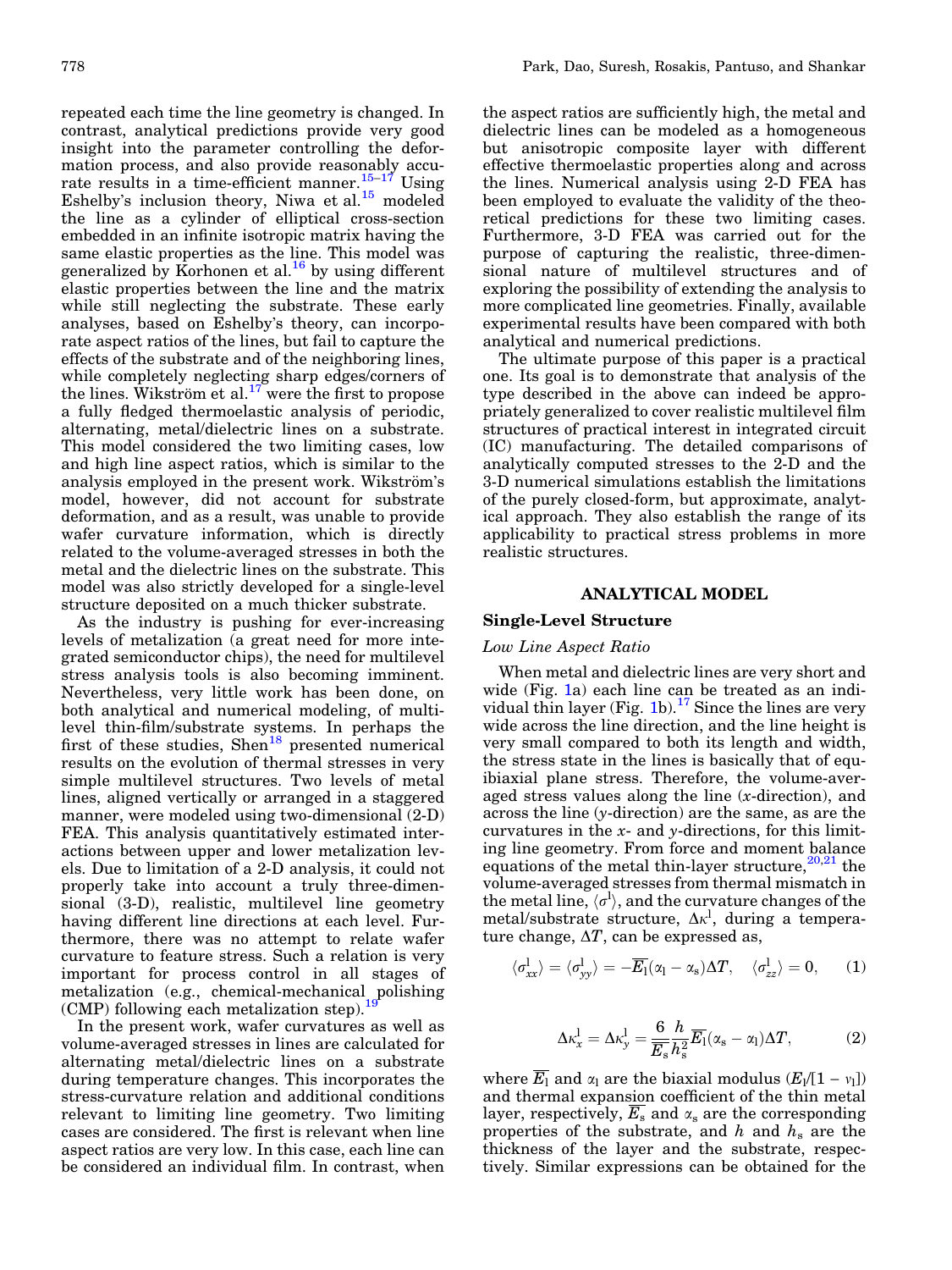repeated each time the line geometry is changed. In contrast, analytical predictions provide very good insight into the parameter controlling the deformation process, and also provide reasonably accurate results in a time-efficient manner.[15–17] Using Eshelby's inclusion theory, Niwa et al.[15] modeled the line as a cylinder of elliptical cross-section embedded in an infinite isotropic matrix having the same elastic properties as the line. This model was generalized by Korhonen et al.[16] by using different elastic properties between the line and the matrix while still neglecting the substrate. These early analyses, based on Eshelby's theory, can incorporate aspect ratios of the lines, but fail to capture the effects of the substrate and of the neighboring lines, while completely neglecting sharp edges/corners of the lines. Wikström et al.[17] were the first to propose a fully fledged thermoelastic analysis of periodic, alternating, metal/dielectric lines on a substrate. This model considered the two limiting cases, low and high line aspect ratios, which is similar to the analysis employed in the present work. Wikström's model, however, did not account for substrate deformation, and as a result, was unable to provide wafer curvature information, which is directly related to the volume-averaged stresses in both the metal and the dielectric lines on the substrate. This model was also strictly developed for a single-level structure deposited on a much thicker substrate.

As the industry is pushing for ever-increasing levels of metalization (a great need for more integrated semiconductor chips), the need for multilevel stress analysis tools is also becoming imminent. Nevertheless, very little work has been done, on both analytical and numerical modeling, of multilevel thin-film/substrate systems. In perhaps the first of these studies, Shen[18] presented numerical results on the evolution of thermal stresses in very simple multilevel structures. Two levels of metal lines, aligned vertically or arranged in a staggered manner, were modeled using two-dimensional (2-D) FEA. This analysis quantitatively estimated interactions between upper and lower metalization levels. Due to limitation of a 2-D analysis, it could not properly take into account a truly three-dimensional (3-D), realistic, multilevel line geometry having different line directions at each level. Furthermore, there was no attempt to relate wafer curvature to feature stress. Such a relation is very important for process control in all stages of metalization (e.g., chemical-mechanical polishing (CMP) following each metalization step).[19]

In the present work, wafer curvatures as well as volume-averaged stresses in lines are calculated for alternating metal/dielectric lines on a substrate during temperature changes. This incorporates the stress-curvature relation and additional conditions relevant to limiting line geometry. Two limiting cases are considered. The first is relevant when line aspect ratios are very low. In this case, each line can be considered an individual film. In contrast, when the aspect ratios are sufficiently high, the metal and dielectric lines can be modeled as a homogeneous but anisotropic composite layer with different effective thermoelastic properties along and across the lines. Numerical analysis using 2-D FEA has been employed to evaluate the validity of the theoretical predictions for these two limiting cases. Furthermore, 3-D FEA was carried out for the purpose of capturing the realistic, three-dimensional nature of multilevel structures and of exploring the possibility of extending the analysis to more complicated line geometries. Finally, available experimental results have been compared with both analytical and numerical predictions.

The ultimate purpose of this paper is a practical one. Its goal is to demonstrate that analysis of the type described in the above can indeed be appropriately generalized to cover realistic multilevel film structures of practical interest in integrated circuit (IC) manufacturing. The detailed comparisons of analytically computed stresses to the 2-D and the 3-D numerical simulations establish the limitations of the purely closed-form, but approximate, analytical approach. They also establish the range of its applicability to practical stress problems in more realistic structures.

## ANALYTICAL MODEL

### Single-Level Structure

#### *Low Line Aspect Ratio*

When metal and dielectric lines are very short and wide (Fig. 1a) each line can be treated as an individual thin layer (Fig. 1b).[17] Since the lines are very wide across the line direction, and the line height is very small compared to both its length and width, the stress state in the lines is basically that of equibiaxial plane stress. Therefore, the volume-averaged stress values along the line ($x$-direction), and across the line ($y$-direction) are the same, as are the curvatures in the $x$- and $y$-directions, for this limiting line geometry. From force and moment balance equations of the metal thin-layer structure,[20,21] the volume-averaged stresses from thermal mismatch in the metal line, $\langle\sigma^{l}\rangle$, and the curvature changes of the metal/substrate structure, $\Delta\kappa^{l}$, during a temperature change, $\Delta T$, can be expressed as,

$$\langle\sigma^{l}_{xx}\rangle = \langle\sigma^{l}_{yy}\rangle = -\overline{E_{l}}(\alpha_{l} - \alpha_{s})\Delta T, \quad \langle\sigma^{l}_{zz}\rangle = 0, \qquad (1)$$

$$\Delta\kappa^{l}_{x} = \Delta\kappa^{l}_{y} = \frac{6}{\overline{E_{s}}}\frac{h}{h_{s}^{2}}\overline{E_{l}}(\alpha_{s} - \alpha_{l})\Delta T, \qquad (2)$$

where $\overline{E_{l}}$ and $\alpha_{l}$ are the biaxial modulus ($E_{l}/[1 - \nu_{l}]$) and thermal expansion coefficient of the thin metal layer, respectively, $\overline{E_{s}}$ and $\alpha_{s}$ are the corresponding properties of the substrate, and $h$ and $h_{s}$ are the thickness of the layer and the substrate, respectively. Similar expressions can be obtained for the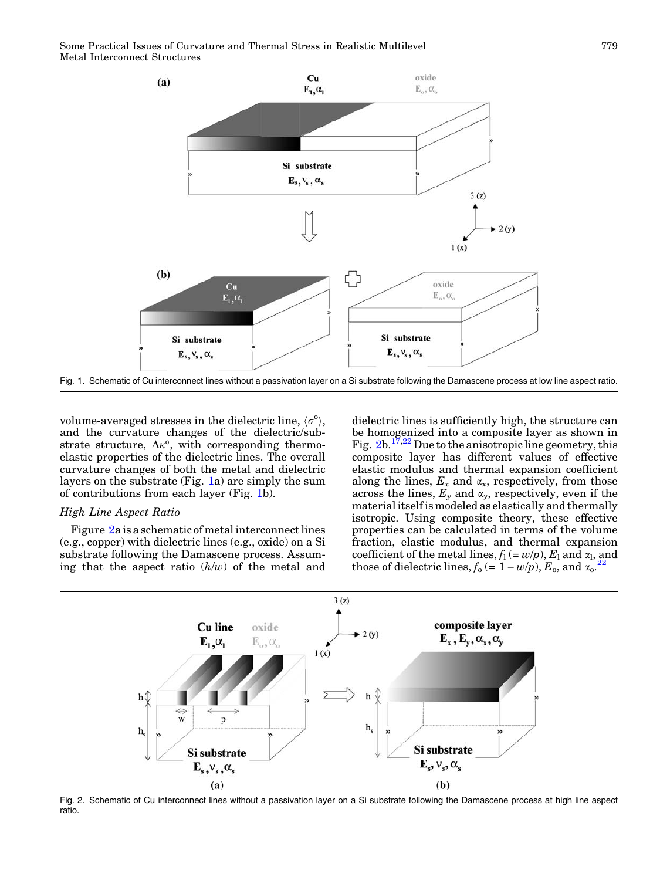Fig. 1. Schematic of Cu interconnect lines without a passivation layer on a Si substrate following the Damascene process at low line aspect ratio.

volume-averaged stresses in the dielectric line, $\langle \sigma^{o} \rangle$, and the curvature changes of the dielectric/substrate structure, $\Delta\kappa^{o}$, with corresponding thermoelastic properties of the dielectric lines. The overall curvature changes of both the metal and dielectric layers on the substrate (Fig. 1a) are simply the sum of contributions from each layer (Fig. 1b).

*High Line Aspect Ratio*

Figure 2a is a schematic of metal interconnect lines (e.g., copper) with dielectric lines (e.g., oxide) on a Si substrate following the Damascene process. Assuming that the aspect ratio ($h/w$) of the metal and dielectric lines is sufficiently high, the structure can be homogenized into a composite layer as shown in Fig. 2b.[17,22] Due to the anisotropic line geometry, this composite layer has different values of effective elastic modulus and thermal expansion coefficient along the lines, $E_x$ and $\alpha_x$, respectively, from those across the lines, $E_y$ and $\alpha_y$, respectively, even if the material itself is modeled as elastically and thermally isotropic. Using composite theory, these effective properties can be calculated in terms of the volume fraction, elastic modulus, and thermal expansion coefficient of the metal lines, $f_l$ (= $w/p$), $E_l$ and $\alpha_l$, and those of dielectric lines, $f_o$ (= $1 - w/p$), $E_o$, and $\alpha_o$.[22]

Fig. 2. Schematic of Cu interconnect lines without a passivation layer on a Si substrate following the Damascene process at high line aspect ratio.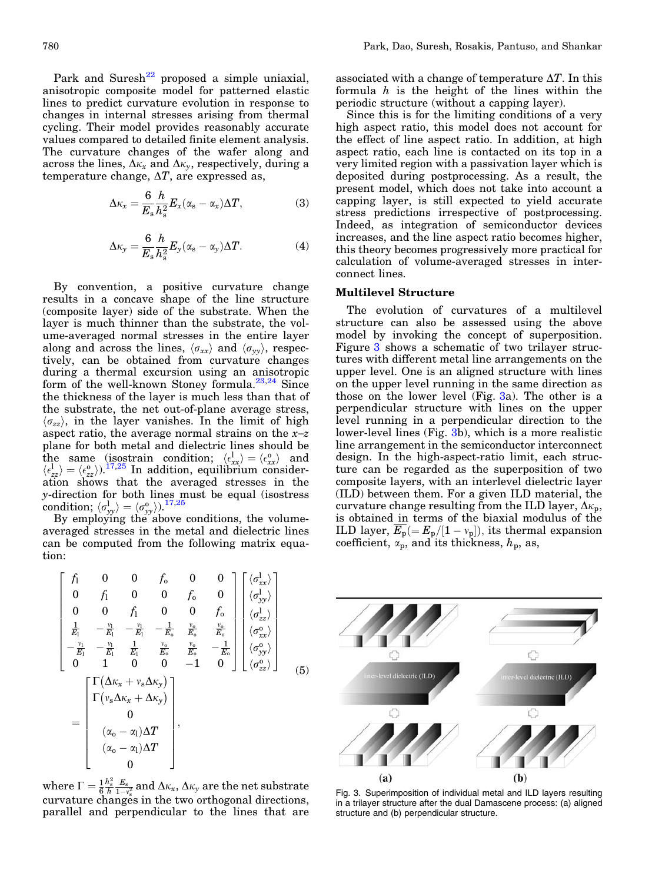Park and Suresh[22] proposed a simple uniaxial, anisotropic composite model for patterned elastic lines to predict curvature evolution in response to changes in internal stresses arising from thermal cycling. Their model provides reasonably accurate values compared to detailed finite element analysis. The curvature changes of the wafer along and across the lines, $\Delta\kappa_x$ and $\Delta\kappa_y$, respectively, during a temperature change, $\Delta T$, are expressed as,

$$\Delta\kappa_x = \frac{6}{E_s}\frac{h}{h_s^2}E_x(\alpha_s - \alpha_x)\Delta T, \tag{3}$$

$$\Delta\kappa_y = \frac{6}{E_s}\frac{h}{h_s^2}E_y(\alpha_s - \alpha_y)\Delta T. \tag{4}$$

By convention, a positive curvature change results in a concave shape of the line structure (composite layer) side of the substrate. When the layer is much thinner than the substrate, the volume-averaged normal stresses in the entire layer along and across the lines, $\langle\sigma_{xx}\rangle$ and $\langle\sigma_{yy}\rangle$, respectively, can be obtained from curvature changes during a thermal excursion using an anisotropic form of the well-known Stoney formula.[23,24] Since the thickness of the layer is much less than that of the substrate, the net out-of-plane average stress, $\langle\sigma_{zz}\rangle$, in the layer vanishes. In the limit of high aspect ratio, the average normal strains on the $x$–$z$ plane for both metal and dielectric lines should be the same (isostrain condition; $\langle\epsilon^{l}_{xx}\rangle = \langle\epsilon^{o}_{xx}\rangle$ and $\langle\epsilon^{l}_{zz}\rangle = \langle\epsilon^{o}_{zz}\rangle$).[17,25] In addition, equilibrium consideration shows that the averaged stresses in the $y$-direction for both lines must be equal (isostress condition; $\langle\sigma^{l}_{yy}\rangle = \langle\sigma^{o}_{yy}\rangle$).[17,25]

By employing the above conditions, the volume-averaged stresses in the metal and dielectric lines can be computed from the following matrix equation:

$$\begin{bmatrix} f_l & 0 & 0 & f_o & 0 & 0 \\ 0 & f_l & 0 & 0 & f_o & 0 \\ 0 & 0 & f_l & 0 & 0 & f_o \\ \frac{1}{E_l} & -\frac{\nu_l}{E_l} & -\frac{\nu_l}{E_l} & -\frac{1}{E_o} & \frac{\nu_o}{E_o} & \frac{\nu_o}{E_o} \\ -\frac{\nu_l}{E_l} & -\frac{\nu_l}{E_l} & \frac{1}{E_l} & \frac{\nu_o}{E_o} & \frac{\nu_o}{E_o} & -\frac{1}{E_o} \\ 0 & 1 & 0 & 0 & -1 & 0 \end{bmatrix} \begin{bmatrix} \langle\sigma^{l}_{xx}\rangle \\ \langle\sigma^{l}_{yy}\rangle \\ \langle\sigma^{l}_{zz}\rangle \\ \langle\sigma^{o}_{xx}\rangle \\ \langle\sigma^{o}_{yy}\rangle \\ \langle\sigma^{o}_{zz}\rangle \end{bmatrix} = \begin{bmatrix} \Gamma(\Delta\kappa_x + \nu_s\Delta\kappa_y) \\ \Gamma(\nu_s\Delta\kappa_x + \Delta\kappa_y) \\ 0 \\ (\alpha_o - \alpha_l)\Delta T \\ (\alpha_o - \alpha_l)\Delta T \\ 0 \end{bmatrix}, \tag{5}$$

where $\Gamma = \frac{1}{6}\frac{h_s^2}{h}\frac{E_s}{1-\nu_s^2}$ and $\Delta\kappa_x$, $\Delta\kappa_y$ are the net substrate curvature changes in the two orthogonal directions, parallel and perpendicular to the lines that are associated with a change of temperature $\Delta T$. In this formula $h$ is the height of the lines within the periodic structure (without a capping layer).

Since this is for the limiting conditions of a very high aspect ratio, this model does not account for the effect of line aspect ratio. In addition, at high aspect ratio, each line is contacted on its top in a very limited region with a passivation layer which is deposited during postprocessing. As a result, the present model, which does not take into account a capping layer, is still expected to yield accurate stress predictions irrespective of postprocessing. Indeed, as integration of semiconductor devices increases, and the line aspect ratio becomes higher, this theory becomes progressively more practical for calculation of volume-averaged stresses in interconnect lines.

### Multilevel Structure

The evolution of curvatures of a multilevel structure can also be assessed using the above model by invoking the concept of superposition. Figure 3 shows a schematic of two trilayer structures with different metal line arrangements on the upper level. One is an aligned structure with lines on the upper level running in the same direction as those on the lower level (Fig. 3a). The other is a perpendicular structure with lines on the upper level running in a perpendicular direction to the lower-level lines (Fig. 3b), which is a more realistic line arrangement in the semiconductor interconnect design. In the high-aspect-ratio limit, each structure can be regarded as the superposition of two composite layers, with an interlevel dielectric layer (ILD) between them. For a given ILD material, the curvature change resulting from the ILD layer, $\Delta\kappa_p$, is obtained in terms of the biaxial modulus of the ILD layer, $\overline{E_p}(= E_p/[1-\nu_p])$, its thermal expansion coefficient, $\alpha_p$, and its thickness, $h_p$, as,

Fig. 3. Superimposition of individual metal and ILD layers resulting in a trilayer structure after the dual Damascene process: (a) aligned structure and (b) perpendicular structure.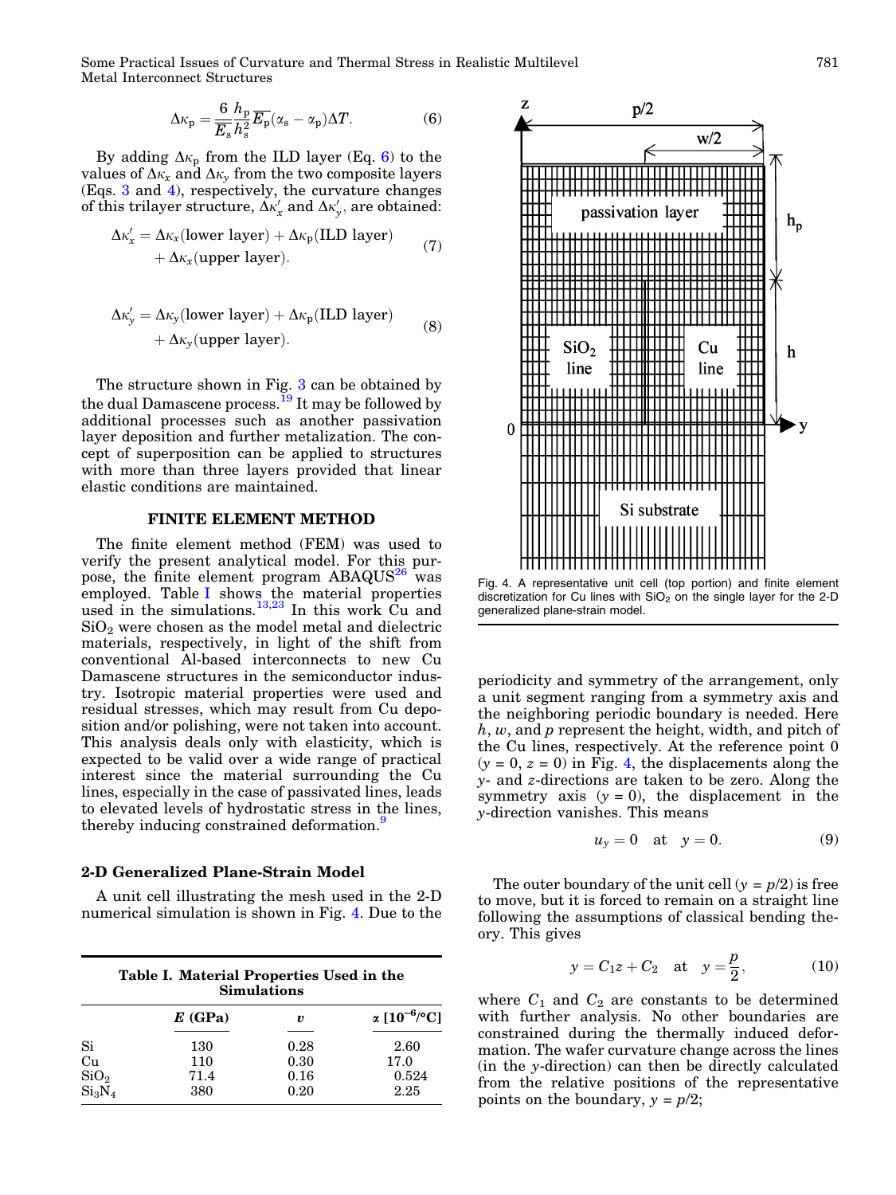$$\Delta\kappa_p = \frac{6}{\overline{E_s}} \frac{h_p}{h_s^2} \overline{E_p} (\alpha_s - \alpha_p) \Delta T. \tag{6}$$

By adding $\Delta\kappa_p$ from the ILD layer (Eq. 6) to the values of $\Delta\kappa_x$ and $\Delta\kappa_y$ from the two composite layers (Eqs. 3 and 4), respectively, the curvature changes of this trilayer structure, $\Delta\kappa'_x$ and $\Delta\kappa'_y$, are obtained:

$$\Delta\kappa'_x = \Delta\kappa_x(\text{lower layer}) + \Delta\kappa_p(\text{ILD layer}) + \Delta\kappa_x(\text{upper layer}). \tag{7}$$

$$\Delta\kappa'_y = \Delta\kappa_y(\text{lower layer}) + \Delta\kappa_p(\text{ILD layer}) + \Delta\kappa_y(\text{upper layer}). \tag{8}$$

The structure shown in Fig. 3 can be obtained by the dual Damascene process.[19] It may be followed by additional processes such as another passivation layer deposition and further metalization. The concept of superposition can be applied to structures with more than three layers provided that linear elastic conditions are maintained.

## FINITE ELEMENT METHOD

The finite element method (FEM) was used to verify the present analytical model. For this purpose, the finite element program ABAQUS[26] was employed. Table I shows the material properties used in the simulations.[13,23] In this work Cu and $SiO_2$ were chosen as the model metal and dielectric materials, respectively, in light of the shift from conventional Al-based interconnects to new Cu Damascene structures in the semiconductor industry. Isotropic material properties were used and residual stresses, which may result from Cu deposition and/or polishing, were not taken into account. This analysis deals only with elasticity, which is expected to be valid over a wide range of practical interest since the material surrounding the Cu lines, especially in the case of passivated lines, leads to elevated levels of hydrostatic stress in the lines, thereby inducing constrained deformation.[9]

### 2-D Generalized Plane-Strain Model

A unit cell illustrating the mesh used in the 2-D numerical simulation is shown in Fig. 4. Due to the periodicity and symmetry of the arrangement, only a unit segment ranging from a symmetry axis and the neighboring periodic boundary is needed. Here $h$, $w$, and $p$ represent the height, width, and pitch of the Cu lines, respectively. At the reference point 0 ($y$ = 0, $z$ = 0) in Fig. 4, the displacements along the $y$- and $z$-directions are taken to be zero. Along the symmetry axis ($y$ = 0), the displacement in the $y$-direction vanishes. This means

$$u_y = 0 \quad \text{at} \quad y = 0. \tag{9}$$

The outer boundary of the unit cell ($y = p/2$) is free to move, but it is forced to remain on a straight line following the assumptions of classical bending theory. This gives

$$y = C_1 z + C_2 \quad \text{at} \quad y = \frac{p}{2}, \tag{10}$$

where $C_1$ and $C_2$ are constants to be determined with further analysis. No other boundaries are constrained during the thermally induced deformation. The wafer curvature change across the lines (in the $y$-direction) can then be directly calculated from the relative positions of the representative points on the boundary, $y = p/2$;

Fig. 4. A representative unit cell (top portion) and finite element discretization for Cu lines with $SiO_2$ on the single layer for the 2-D generalized plane-strain model.

**Table I. Material Properties Used in the Simulations**

| | $E$ (GPa) | $\upsilon$ | $\alpha$ [$10^{-6}$/°C] |
|---|---|---|---|
| Si | 130 | 0.28 | 2.60 |
| Cu | 110 | 0.30 | 17.0 |
| $SiO_2$ | 71.4 | 0.16 | 0.524 |
| $Si_3N_4$ | 380 | 0.20 | 2.25 |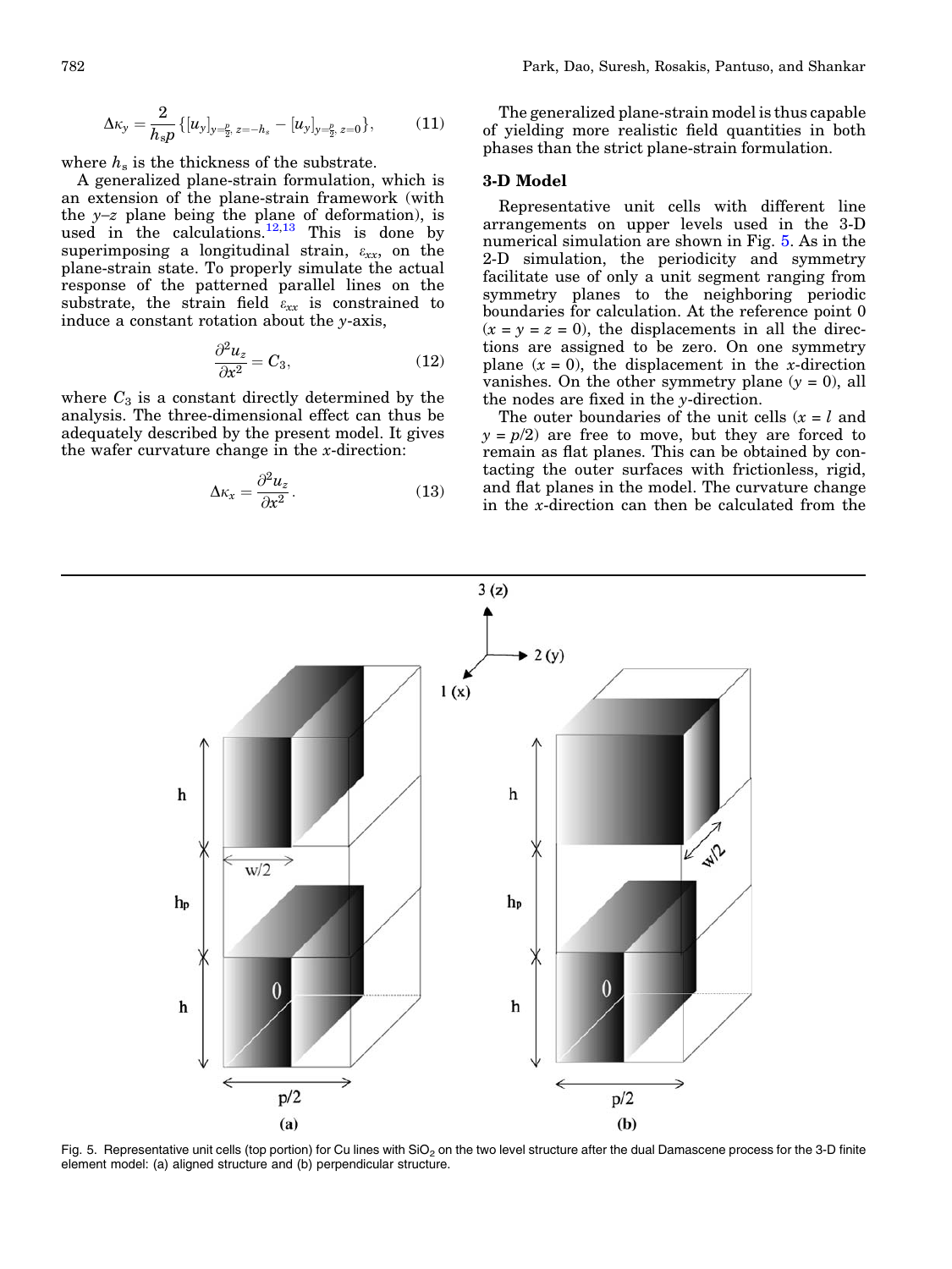$$\Delta\kappa_y = \frac{2}{h_s p}\{[u_y]_{y=\frac{p}{2},\,z=-h_s} - [u_y]_{y=\frac{p}{2},\,z=0}\}, \tag{11}$$

where $h_s$ is the thickness of the substrate.

A generalized plane-strain formulation, which is an extension of the plane-strain framework (with the $y$–$z$ plane being the plane of deformation), is used in the calculations.[12,13] This is done by superimposing a longitudinal strain, $\varepsilon_{xx}$, on the plane-strain state. To properly simulate the actual response of the patterned parallel lines on the substrate, the strain field $\varepsilon_{xx}$ is constrained to induce a constant rotation about the $y$-axis,

$$\frac{\partial^2 u_z}{\partial x^2} = C_3, \tag{12}$$

where $C_3$ is a constant directly determined by the analysis. The three-dimensional effect can thus be adequately described by the present model. It gives the wafer curvature change in the $x$-direction:

$$\Delta\kappa_x = \frac{\partial^2 u_z}{\partial x^2}. \tag{13}$$

The generalized plane-strain model is thus capable of yielding more realistic field quantities in both phases than the strict plane-strain formulation.

### 3-D Model

Representative unit cells with different line arrangements on upper levels used in the 3-D numerical simulation are shown in Fig. 5. As in the 2-D simulation, the periodicity and symmetry facilitate use of only a unit segment ranging from symmetry planes to the neighboring periodic boundaries for calculation. At the reference point 0 ($x = y = z = 0$), the displacements in all the directions are assigned to be zero. On one symmetry plane ($x = 0$), the displacement in the $x$-direction vanishes. On the other symmetry plane ($y = 0$), all the nodes are fixed in the $y$-direction.

The outer boundaries of the unit cells ($x = l$ and $y = p/2$) are free to move, but they are forced to remain as flat planes. This can be obtained by contacting the outer surfaces with frictionless, rigid, and flat planes in the model. The curvature change in the $x$-direction can then be calculated from the

Fig. 5. Representative unit cells (top portion) for Cu lines with $SiO_2$ on the two level structure after the dual Damascene process for the 3-D finite element model: (a) aligned structure and (b) perpendicular structure.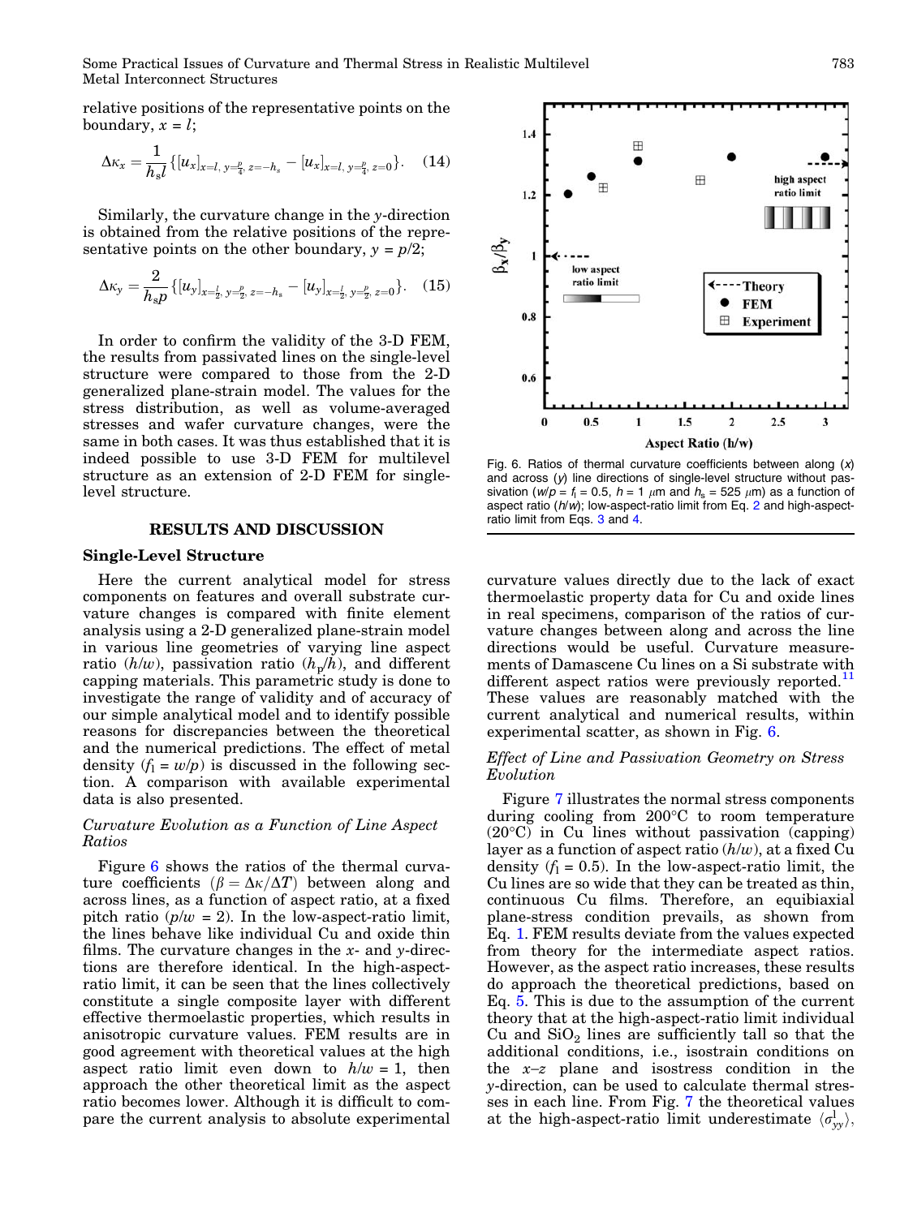relative positions of the representative points on the boundary, $x = l$;

$$\Delta\kappa_x = \frac{1}{h_s l}\{[u_x]_{x=l,\ y=\frac{p}{4},\ z=-h_s} - [u_x]_{x=l,\ y=\frac{p}{4},\ z=0}\}. \quad (14)$$

Similarly, the curvature change in the y-direction is obtained from the relative positions of the representative points on the other boundary, $y = p/2$;

$$\Delta\kappa_y = \frac{2}{h_s p}\{[u_y]_{x=\frac{l}{2},\ y=\frac{p}{2},\ z=-h_s} - [u_y]_{x=\frac{l}{2},\ y=\frac{p}{2},\ z=0}\}. \quad (15)$$

In order to confirm the validity of the 3-D FEM, the results from passivated lines on the single-level structure were compared to those from the 2-D generalized plane-strain model. The values for the stress distribution, as well as volume-averaged stresses and wafer curvature changes, were the same in both cases. It was thus established that it is indeed possible to use 3-D FEM for multilevel structure as an extension of 2-D FEM for single-level structure.

## RESULTS AND DISCUSSION

### Single-Level Structure

Here the current analytical model for stress components on features and overall substrate curvature changes is compared with finite element analysis using a 2-D generalized plane-strain model in various line geometries of varying line aspect ratio ($h/w$), passivation ratio ($h_p/h$), and different capping materials. This parametric study is done to investigate the range of validity and of accuracy of our simple analytical model and to identify possible reasons for discrepancies between the theoretical and the numerical predictions. The effect of metal density ($f_l = w/p$) is discussed in the following section. A comparison with available experimental data is also presented.

#### *Curvature Evolution as a Function of Line Aspect Ratios*

Figure 6 shows the ratios of the thermal curvature coefficients ($\beta = \Delta\kappa/\Delta T$) between along and across lines, as a function of aspect ratio, at a fixed pitch ratio ($p/w = 2$). In the low-aspect-ratio limit, the lines behave like individual Cu and oxide thin films. The curvature changes in the x- and y-directions are therefore identical. In the high-aspect-ratio limit, it can be seen that the lines collectively constitute a single composite layer with different effective thermoelastic properties, which results in anisotropic curvature values. FEM results are in good agreement with theoretical values at the high aspect ratio limit even down to $h/w = 1$, then approach the other theoretical limit as the aspect ratio becomes lower. Although it is difficult to compare the current analysis to absolute experimental curvature values directly due to the lack of exact thermoelastic property data for Cu and oxide lines in real specimens, comparison of the ratios of curvature changes between along and across the line directions would be useful. Curvature measurements of Damascene Cu lines on a Si substrate with different aspect ratios were previously reported.[11] These values are reasonably matched with the current analytical and numerical results, within experimental scatter, as shown in Fig. 6.

Fig. 6. Ratios of thermal curvature coefficients between along (x) and across (y) line directions of single-level structure without passivation ($w/p = f_l = 0.5$, $h = 1\ \mu$m and $h_s = 525\ \mu$m) as a function of aspect ratio ($h/w$); low-aspect-ratio limit from Eq. 2 and high-aspect-ratio limit from Eqs. 3 and 4.

#### *Effect of Line and Passivation Geometry on Stress Evolution*

Figure 7 illustrates the normal stress components during cooling from 200°C to room temperature (20°C) in Cu lines without passivation (capping) layer as a function of aspect ratio ($h/w$), at a fixed Cu density ($f_l = 0.5$). In the low-aspect-ratio limit, the Cu lines are so wide that they can be treated as thin, continuous Cu films. Therefore, an equibiaxial plane-stress condition prevails, as shown from Eq. 1. FEM results deviate from the values expected from theory for the intermediate aspect ratios. However, as the aspect ratio increases, these results do approach the theoretical predictions, based on Eq. 5. This is due to the assumption of the current theory that at the high-aspect-ratio limit individual Cu and $SiO_2$ lines are sufficiently tall so that the additional conditions, i.e., isostrain conditions on the x–z plane and isostress condition in the y-direction, can be used to calculate thermal stresses in each line. From Fig. 7 the theoretical values at the high-aspect-ratio limit underestimate $\langle\sigma^l_{yy}\rangle$,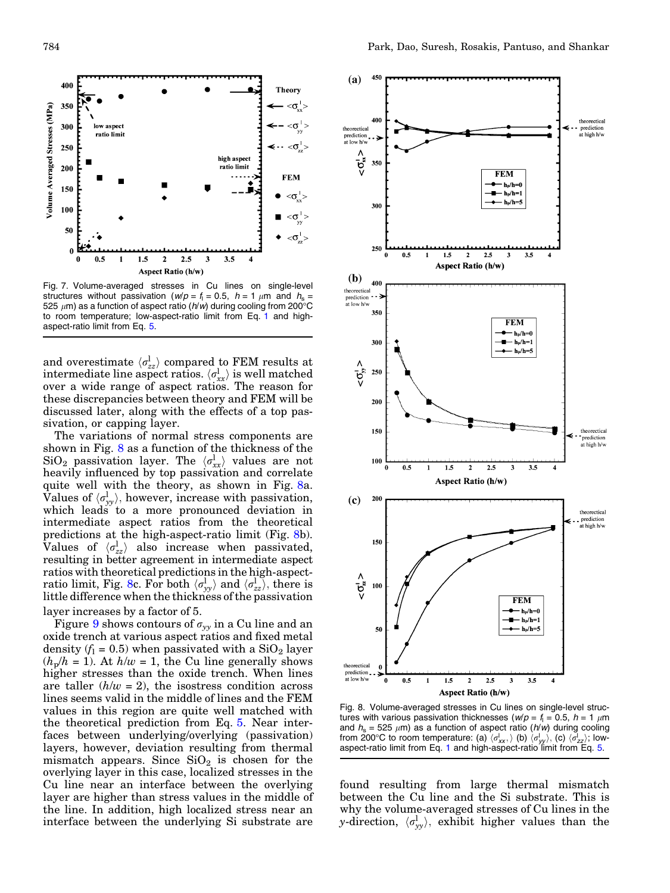Fig. 7. Volume-averaged stresses in Cu lines on single-level structures without passivation ($w/p = f_l = 0.5$, $h = 1$ μm and $h_s = 525$ μm) as a function of aspect ratio ($h/w$) during cooling from 200°C to room temperature; low-aspect-ratio limit from Eq. 1 and high-aspect-ratio limit from Eq. 5.

and overestimate $\langle\sigma^l_{zz}\rangle$ compared to FEM results at intermediate line aspect ratios. $\langle\sigma^l_{xx}\rangle$ is well matched over a wide range of aspect ratios. The reason for these discrepancies between theory and FEM will be discussed later, along with the effects of a top passivation, or capping layer.

The variations of normal stress components are shown in Fig. 8 as a function of the thickness of the $SiO_2$ passivation layer. The $\langle\sigma^l_{xx}\rangle$ values are not heavily influenced by top passivation and correlate quite well with the theory, as shown in Fig. 8a. Values of $\langle\sigma^l_{yy}\rangle$, however, increase with passivation, which leads to a more pronounced deviation in intermediate aspect ratios from the theoretical predictions at the high-aspect-ratio limit (Fig. 8b). Values of $\langle\sigma^l_{zz}\rangle$ also increase when passivated, resulting in better agreement in intermediate aspect ratios with theoretical predictions in the high-aspect-ratio limit, Fig. 8c. For both $\langle\sigma^l_{yy}\rangle$ and $\langle\sigma^l_{zz}\rangle$, there is little difference when the thickness of the passivation layer increases by a factor of 5.

Figure 9 shows contours of $\sigma_{yy}$ in a Cu line and an oxide trench at various aspect ratios and fixed metal density ($f_l = 0.5$) when passivated with a $SiO_2$ layer ($h_p/h = 1$). At $h/w = 1$, the Cu line generally shows higher stresses than the oxide trench. When lines are taller ($h/w = 2$), the isostress condition across lines seems valid in the middle of lines and the FEM values in this region are quite well matched with the theoretical prediction from Eq. 5. Near interfaces between underlying/overlying (passivation) layers, however, deviation resulting from thermal mismatch appears. Since $SiO_2$ is chosen for the overlying layer in this case, localized stresses in the Cu line near an interface between the overlying layer are higher than stress values in the middle of the line. In addition, high localized stress near an interface between the underlying Si substrate are

Fig. 8. Volume-averaged stresses in Cu lines on single-level structures with various passivation thicknesses ($w/p = f_l = 0.5$, $h = 1$ μm and $h_s = 525$ μm) as a function of aspect ratio ($h/w$) during cooling from 200°C to room temperature: (a) $\langle\sigma^l_{xx}\rangle$ (b) $\langle\sigma^l_{yy}\rangle$, (c) $\langle\sigma^l_{zz}\rangle$; low-aspect-ratio limit from Eq. 1 and high-aspect-ratio limit from Eq. 5.

found resulting from large thermal mismatch between the Cu line and the Si substrate. This is why the volume-averaged stresses of Cu lines in the $y$-direction, $\langle\sigma^l_{yy}\rangle$, exhibit higher values than the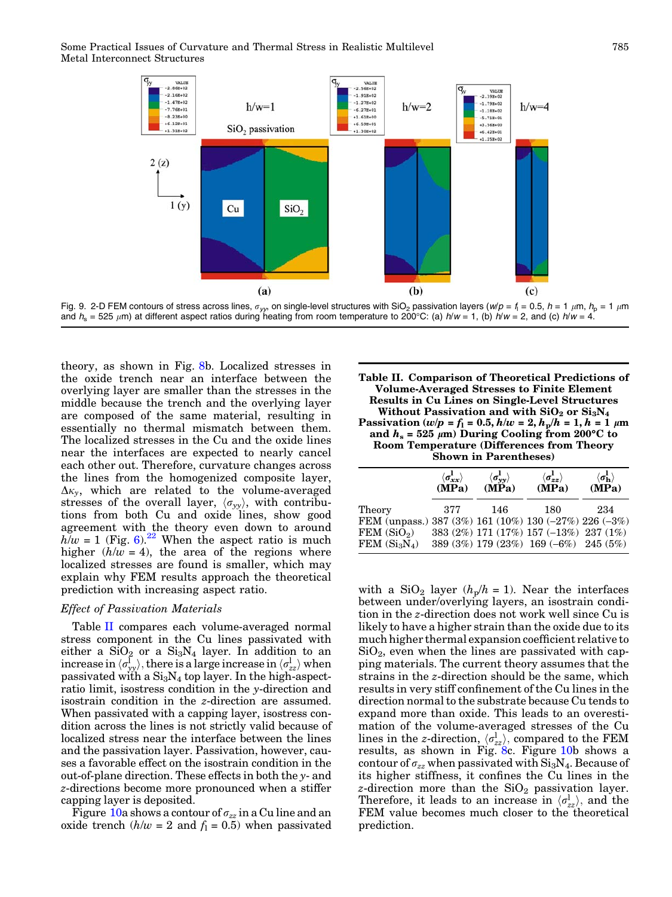Fig. 9. 2-D FEM contours of stress across lines, $\sigma_{yy}$, on single-level structures with $SiO_2$ passivation layers ($w/p = f_l = 0.5$, $h = 1$ $\mu$m, $h_p = 1$ $\mu$m and $h_s = 525$ $\mu$m) at different aspect ratios during heating from room temperature to 200°C: (a) $h/w = 1$, (b) $h/w = 2$, and (c) $h/w = 4$.

theory, as shown in Fig. 8b. Localized stresses in the oxide trench near an interface between the overlying layer are smaller than the stresses in the middle because the trench and the overlying layer are composed of the same material, resulting in essentially no thermal mismatch between them. The localized stresses in the Cu and the oxide lines near the interfaces are expected to nearly cancel each other out. Therefore, curvature changes across the lines from the homogenized composite layer, $\Delta\kappa_y$, which are related to the volume-averaged stresses of the overall layer, $\langle\sigma_{yy}\rangle$, with contributions from both Cu and oxide lines, show good agreement with the theory even down to around $h/w = 1$ (Fig. 6).[22] When the aspect ratio is much higher ($h/w = 4$), the area of the regions where localized stresses are found is smaller, which may explain why FEM results approach the theoretical prediction with increasing aspect ratio.

### *Effect of Passivation Materials*

Table II compares each volume-averaged normal stress component in the Cu lines passivated with either a $SiO_2$ or a $Si_3N_4$ layer. In addition to an increase in $\langle\sigma^{l}_{yy}\rangle$, there is a large increase in $\langle\sigma^{l}_{zz}\rangle$ when passivated with a $Si_3N_4$ top layer. In the high-aspect-ratio limit, isostress condition in the $y$-direction and isostrain condition in the $z$-direction are assumed. When passivated with a capping layer, isostress condition across the lines is not strictly valid because of localized stress near the interface between the lines and the passivation layer. Passivation, however, causes a favorable effect on the isostrain condition in the out-of-plane direction. These effects in both the $y$- and $z$-directions become more pronounced when a stiffer capping layer is deposited.

Figure 10a shows a contour of $\sigma_{zz}$ in a Cu line and an oxide trench ($h/w = 2$ and $f_l = 0.5$) when passivated with a $SiO_2$ layer ($h_p/h = 1$). Near the interfaces between under/overlying layers, an isostrain condition in the $z$-direction does not work well since Cu is likely to have a higher strain than the oxide due to its much higher thermal expansion coefficient relative to $SiO_2$, even when the lines are passivated with capping materials. The current theory assumes that the strains in the $z$-direction should be the same, which results in very stiff confinement of the Cu lines in the direction normal to the substrate because Cu tends to expand more than oxide. This leads to an overestimation of the volume-averaged stresses of the Cu lines in the $z$-direction, $\langle\sigma^{l}_{zz}\rangle$, compared to the FEM results, as shown in Fig. 8c. Figure 10b shows a contour of $\sigma_{zz}$ when passivated with $Si_3N_4$. Because of its higher stiffness, it confines the Cu lines in the $z$-direction more than the $SiO_2$ passivation layer. Therefore, it leads to an increase in $\langle\sigma^{l}_{zz}\rangle$, and the FEM value becomes much closer to the theoretical prediction.

**Table II. Comparison of Theoretical Predictions of Volume-Averaged Stresses to Finite Element Results in Cu Lines on Single-Level Structures Without Passivation and with $SiO_2$ or $Si_3N_4$ Passivation ($w/p = f_l = 0.5$, $h/w = 2$, $h_p/h = 1$, $h = 1$ $\mu$m and $h_s = 525$ $\mu$m) During Cooling from 200°C to Room Temperature (Differences from Theory Shown in Parentheses)**

| | $\langle\sigma^{l}_{xx}\rangle$ (MPa) | $\langle\sigma^{l}_{yy}\rangle$ (MPa) | $\langle\sigma^{l}_{zz}\rangle$ (MPa) | $\langle\sigma^{l}_{h}\rangle$ (MPa) |
|---|---|---|---|---|
| Theory | 377 | 146 | 180 | 234 |
| FEM (unpass.) | 387 (3%) | 161 (10%) | 130 (−27%) | 226 (−3%) |
| FEM ($SiO_2$) | 383 (2%) | 171 (17%) | 157 (−13%) | 237 (1%) |
| FEM ($Si_3N_4$) | 389 (3%) | 179 (23%) | 169 (−6%) | 245 (5%) |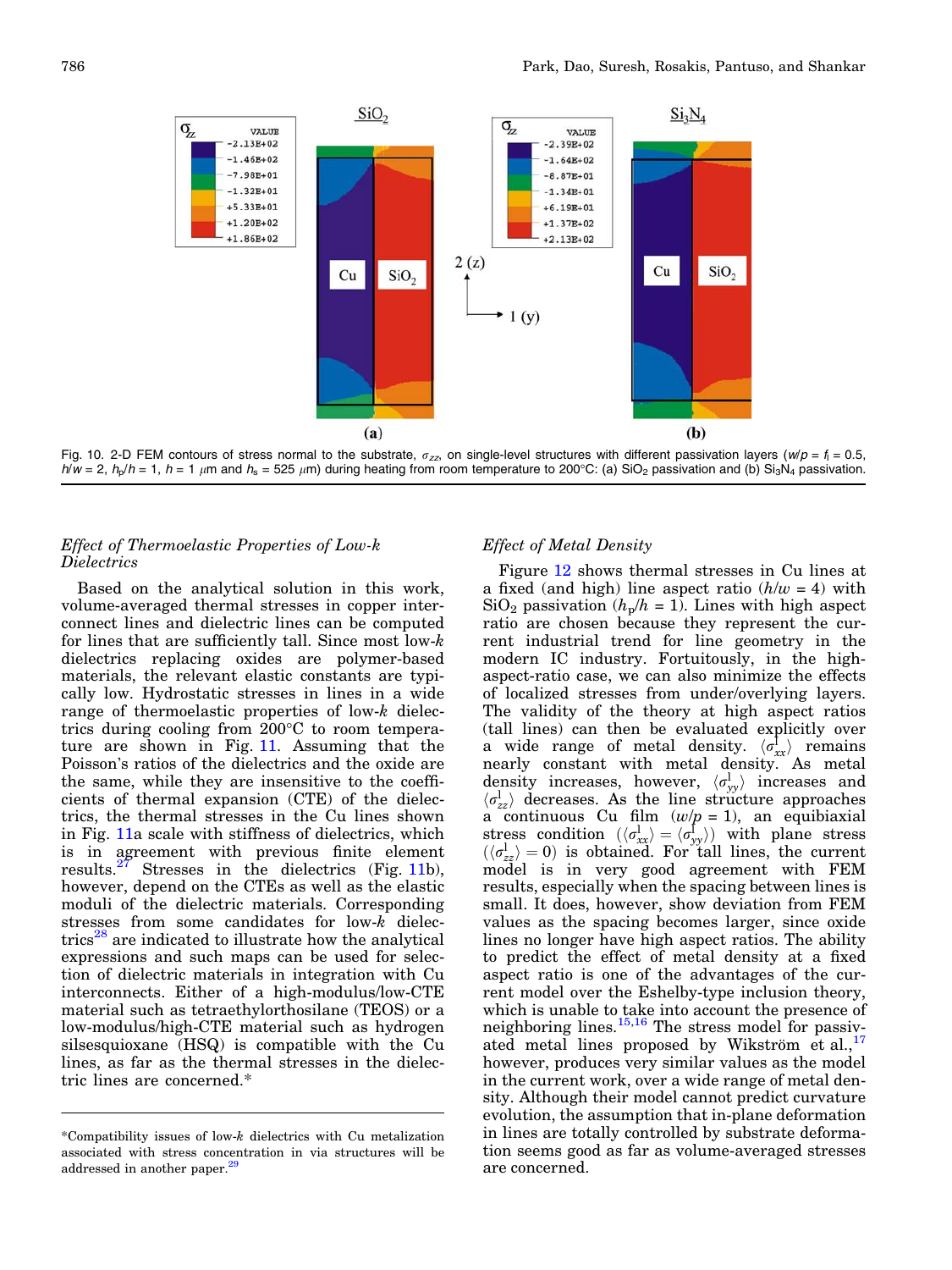Fig. 10. 2-D FEM contours of stress normal to the substrate, $\sigma_{zz}$, on single-level structures with different passivation layers ($w/p = f_l = 0.5$, $h/w = 2$, $h_p/h = 1$, $h = 1$ $\mu$m and $h_s = 525$ $\mu$m) during heating from room temperature to 200°C: (a) $SiO_2$ passivation and (b) $Si_3N_4$ passivation.

### *Effect of Thermoelastic Properties of Low-k Dielectrics*

Based on the analytical solution in this work, volume-averaged thermal stresses in copper interconnect lines and dielectric lines can be computed for lines that are sufficiently tall. Since most low-*k* dielectrics replacing oxides are polymer-based materials, the relevant elastic constants are typically low. Hydrostatic stresses in lines in a wide range of thermoelastic properties of low-*k* dielectrics during cooling from 200°C to room temperature are shown in Fig. 11. Assuming that the Poisson's ratios of the dielectrics and the oxide are the same, while they are insensitive to the coefficients of thermal expansion (CTE) of the dielectrics, the thermal stresses in the Cu lines shown in Fig. 11a scale with stiffness of dielectrics, which is in agreement with previous finite element results.[27] Stresses in the dielectrics (Fig. 11b), however, depend on the CTEs as well as the elastic moduli of the dielectric materials. Corresponding stresses from some candidates for low-*k* dielectrics[28] are indicated to illustrate how the analytical expressions and such maps can be used for selection of dielectric materials in integration with Cu interconnects. Either of a high-modulus/low-CTE material such as tetraethylorthosilane (TEOS) or a low-modulus/high-CTE material such as hydrogen silsesquioxane (HSQ) is compatible with the Cu lines, as far as the thermal stresses in the dielectric lines are concerned.*

### *Effect of Metal Density*

Figure 12 shows thermal stresses in Cu lines at a fixed (and high) line aspect ratio ($h/w = 4$) with $SiO_2$ passivation ($h_p/h = 1$). Lines with high aspect ratio are chosen because they represent the current industrial trend for line geometry in the modern IC industry. Fortuitously, in the high-aspect-ratio case, we can also minimize the effects of localized stresses from under/overlying layers. The validity of the theory at high aspect ratios (tall lines) can then be evaluated explicitly over a wide range of metal density. $\langle\sigma^{1}_{xx}\rangle$ remains nearly constant with metal density. As metal density increases, however, $\langle\sigma^{1}_{yy}\rangle$ increases and $\langle\sigma^{1}_{zz}\rangle$ decreases. As the line structure approaches a continuous Cu film ($w/p = 1$), an equibiaxial stress condition ($\langle\sigma^{1}_{xx}\rangle = \langle\sigma^{1}_{yy}\rangle$) with plane stress ($\langle\sigma^{1}_{zz}\rangle = 0$) is obtained. For tall lines, the current model is in very good agreement with FEM results, especially when the spacing between lines is small. It does, however, show deviation from FEM values as the spacing becomes larger, since oxide lines no longer have high aspect ratios. The ability to predict the effect of metal density at a fixed aspect ratio is one of the advantages of the current model over the Eshelby-type inclusion theory, which is unable to take into account the presence of neighboring lines.[15,16] The stress model for passivated metal lines proposed by Wikström et al.,[17] however, produces very similar values as the model in the current work, over a wide range of metal density. Although their model cannot predict curvature evolution, the assumption that in-plane deformation in lines are totally controlled by substrate deformation seems good as far as volume-averaged stresses are concerned.

*Compatibility issues of low-*k* dielectrics with Cu metalization associated with stress concentration in via structures will be addressed in another paper.[29]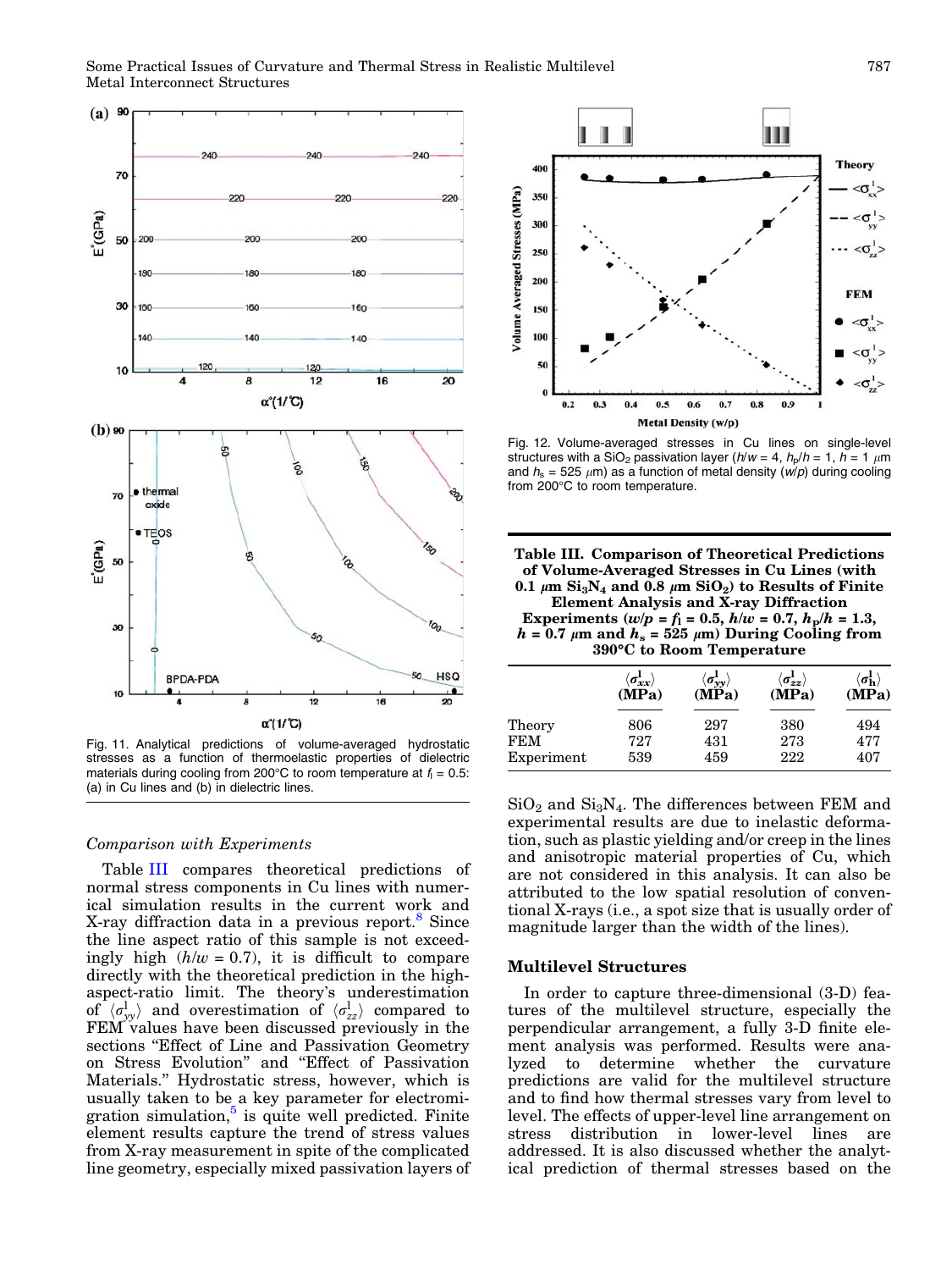Fig. 11. Analytical predictions of volume-averaged hydrostatic stresses as a function of thermoelastic properties of dielectric materials during cooling from 200°C to room temperature at $f_l$ = 0.5: (a) in Cu lines and (b) in dielectric lines.

Fig. 12. Volume-averaged stresses in Cu lines on single-level structures with a $SiO_2$ passivation layer ($h/w$ = 4, $h_p/h$ = 1, $h$ = 1 $\mu$m and $h_s$ = 525 $\mu$m) as a function of metal density ($w/p$) during cooling from 200°C to room temperature.

**Table III. Comparison of Theoretical Predictions of Volume-Averaged Stresses in Cu Lines (with 0.1 $\mu$m $Si_3N_4$ and 0.8 $\mu$m $SiO_2$) to Results of Finite Element Analysis and X-ray Diffraction Experiments ($w/p = f_l$ = 0.5, $h/w$ = 0.7, $h_p/h$ = 1.3, $h$ = 0.7 $\mu$m and $h_s$ = 525 $\mu$m) During Cooling from 390°C to Room Temperature**

| | $\langle\sigma^l_{xx}\rangle$ (MPa) | $\langle\sigma^l_{yy}\rangle$ (MPa) | $\langle\sigma^l_{zz}\rangle$ (MPa) | $\langle\sigma^l_{h}\rangle$ (MPa) |
|---|---|---|---|---|
| Theory | 806 | 297 | 380 | 494 |
| FEM | 727 | 431 | 273 | 477 |
| Experiment | 539 | 459 | 222 | 407 |

### Comparison with Experiments

Table III compares theoretical predictions of normal stress components in Cu lines with numerical simulation results in the current work and X-ray diffraction data in a previous report.[8] Since the line aspect ratio of this sample is not exceedingly high ($h/w$ = 0.7), it is difficult to compare directly with the theoretical prediction in the high-aspect-ratio limit. The theory's underestimation of $\langle\sigma^l_{yy}\rangle$ and overestimation of $\langle\sigma^l_{zz}\rangle$ compared to FEM values have been discussed previously in the sections "Effect of Line and Passivation Geometry on Stress Evolution" and "Effect of Passivation Materials." Hydrostatic stress, however, which is usually taken to be a key parameter for electromigration simulation,[5] is quite well predicted. Finite element results capture the trend of stress values from X-ray measurement in spite of the complicated line geometry, especially mixed passivation layers of $SiO_2$ and $Si_3N_4$. The differences between FEM and experimental results are due to inelastic deformation, such as plastic yielding and/or creep in the lines and anisotropic material properties of Cu, which are not considered in this analysis. It can also be attributed to the low spatial resolution of conventional X-rays (i.e., a spot size that is usually order of magnitude larger than the width of the lines).

## Multilevel Structures

In order to capture three-dimensional (3-D) features of the multilevel structure, especially the perpendicular arrangement, a fully 3-D finite element analysis was performed. Results were analyzed to determine whether the curvature predictions are valid for the multilevel structure and to find how thermal stresses vary from level to level. The effects of upper-level line arrangement on stress distribution in lower-level lines are addressed. It is also discussed whether the analytical prediction of thermal stresses based on the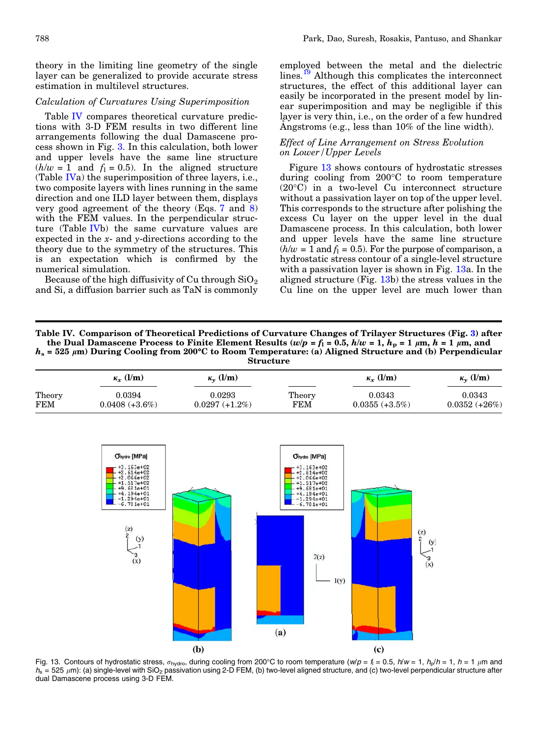theory in the limiting line geometry of the single layer can be generalized to provide accurate stress estimation in multilevel structures.

### *Calculation of Curvatures Using Superimposition*

Table IV compares theoretical curvature predictions with 3-D FEM results in two different line arrangements following the dual Damascene process shown in Fig. 3. In this calculation, both lower and upper levels have the same line structure ($h/w = 1$ and $f_l = 0.5$). In the aligned structure (Table IVa) the superimposition of three layers, i.e., two composite layers with lines running in the same direction and one ILD layer between them, displays very good agreement of the theory (Eqs. 7 and 8) with the FEM values. In the perpendicular structure (Table IVb) the same curvature values are expected in the $x$- and $y$-directions according to the theory due to the symmetry of the structures. This is an expectation which is confirmed by the numerical simulation.

Because of the high diffusivity of Cu through $SiO_2$ and Si, a diffusion barrier such as TaN is commonly employed between the metal and the dielectric lines.[19] Although this complicates the interconnect structures, the effect of this additional layer can easily be incorporated in the present model by linear superimposition and may be negligible if this layer is very thin, i.e., on the order of a few hundred Ångstroms (e.g., less than 10% of the line width).

### *Effect of Line Arrangement on Stress Evolution on Lower/Upper Levels*

Figure 13 shows contours of hydrostatic stresses during cooling from 200°C to room temperature (20°C) in a two-level Cu interconnect structure without a passivation layer on top of the upper level. This corresponds to the structure after polishing the excess Cu layer on the upper level in the dual Damascene process. In this calculation, both lower and upper levels have the same line structure ($h/w = 1$ and $f_l = 0.5$). For the purpose of comparison, a hydrostatic stress contour of a single-level structure with a passivation layer is shown in Fig. 13a. In the aligned structure (Fig. 13b) the stress values in the Cu line on the upper level are much lower than

**Table IV. Comparison of Theoretical Predictions of Curvature Changes of Trilayer Structures (Fig. 3) after the Dual Damascene Process to Finite Element Results ($w/p = f_l = 0.5$, $h/w = 1$, $h_p = 1$ $\mu$m, $h = 1$ $\mu$m, and $h_s = 525$ $\mu$m) During Cooling from 200°C to Room Temperature: (a) Aligned Structure and (b) Perpendicular Structure**

| | $\kappa_x$ (l/m) | $\kappa_y$ (l/m) | | $\kappa_x$ (l/m) | $\kappa_y$ (l/m) |
|---|---|---|---|---|---|
| Theory | 0.0394 | 0.0293 | Theory | 0.0343 | 0.0343 |
| FEM | 0.0408 (+3.6%) | 0.0297 (+1.2%) | FEM | 0.0355 (+3.5%) | 0.0352 (+26%) |

Fig. 13. Contours of hydrostatic stress, $\sigma_{hydro}$, during cooling from 200°C to room temperature ($w/p = f_l = 0.5$, $h/w = 1$, $h_p/h = 1$, $h = 1$ $\mu$m and $h_s = 525$ $\mu$m): (a) single-level with $SiO_2$ passivation using 2-D FEM, (b) two-level aligned structure, and (c) two-level perpendicular structure after dual Damascene process using 3-D FEM.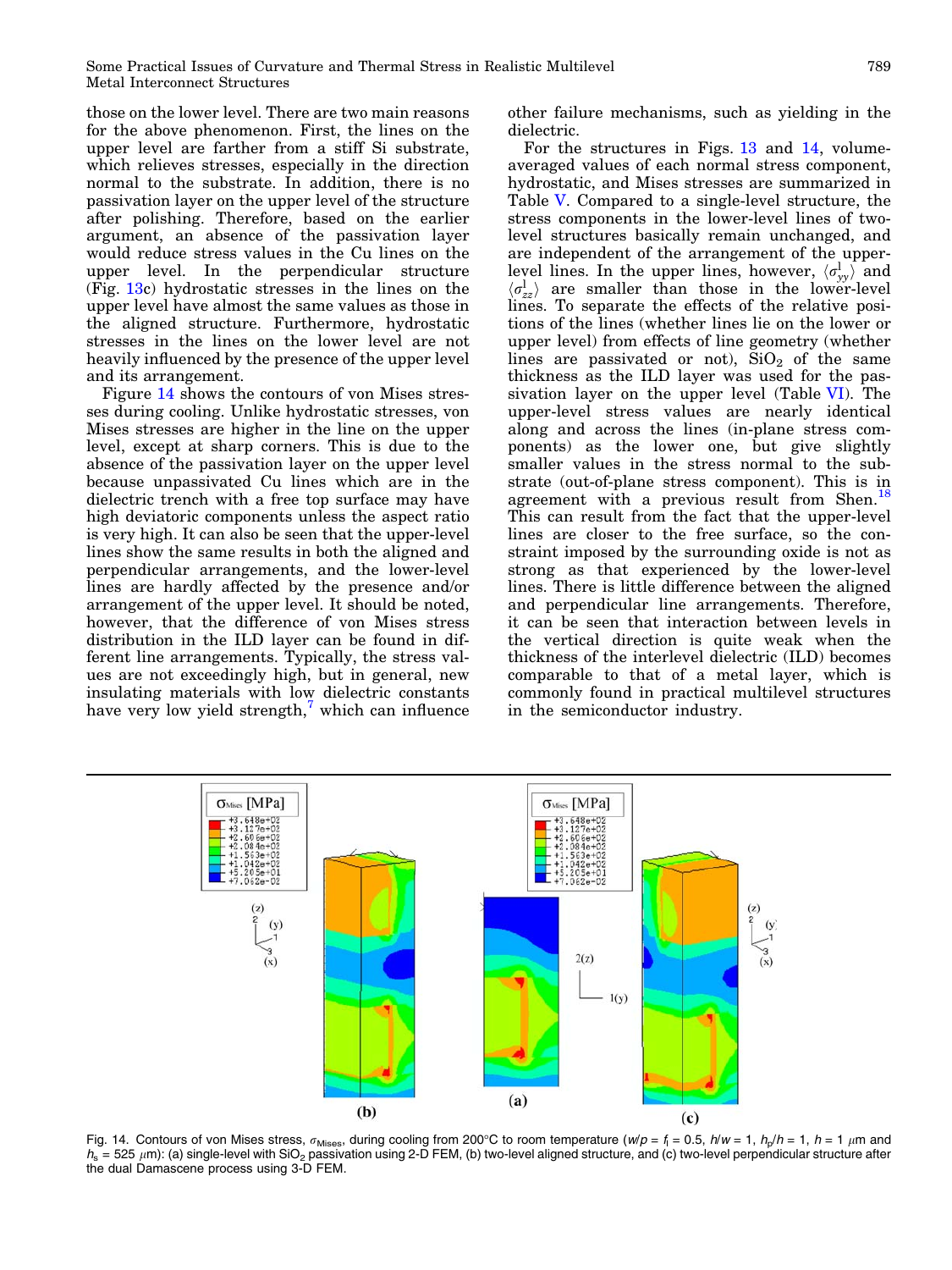those on the lower level. There are two main reasons for the above phenomenon. First, the lines on the upper level are farther from a stiff Si substrate, which relieves stresses, especially in the direction normal to the substrate. In addition, there is no passivation layer on the upper level of the structure after polishing. Therefore, based on the earlier argument, an absence of the passivation layer would reduce stress values in the Cu lines on the upper level. In the perpendicular structure (Fig. 13c) hydrostatic stresses in the lines on the upper level have almost the same values as those in the aligned structure. Furthermore, hydrostatic stresses in the lines on the lower level are not heavily influenced by the presence of the upper level and its arrangement.

Figure 14 shows the contours of von Mises stresses during cooling. Unlike hydrostatic stresses, von Mises stresses are higher in the line on the upper level, except at sharp corners. This is due to the absence of the passivation layer on the upper level because unpassivated Cu lines which are in the dielectric trench with a free top surface may have high deviatoric components unless the aspect ratio is very high. It can also be seen that the upper-level lines show the same results in both the aligned and perpendicular arrangements, and the lower-level lines are hardly affected by the presence and/or arrangement of the upper level. It should be noted, however, that the difference of von Mises stress distribution in the ILD layer can be found in different line arrangements. Typically, the stress values are not exceedingly high, but in general, new insulating materials with low dielectric constants have very low yield strength,[7] which can influence other failure mechanisms, such as yielding in the dielectric.

For the structures in Figs. 13 and 14, volume-averaged values of each normal stress component, hydrostatic, and Mises stresses are summarized in Table V. Compared to a single-level structure, the stress components in the lower-level lines of two-level structures basically remain unchanged, and are independent of the arrangement of the upper-level lines. In the upper lines, however, $\langle \sigma^{1}_{yy} \rangle$ and $\langle \sigma^{1}_{zz} \rangle$ are smaller than those in the lower-level lines. To separate the effects of the relative positions of the lines (whether lines lie on the lower or upper level) from effects of line geometry (whether lines are passivated or not), $SiO_2$ of the same thickness as the ILD layer was used for the passivation layer on the upper level (Table VI). The upper-level stress values are nearly identical along and across the lines (in-plane stress components) as the lower one, but give slightly smaller values in the stress normal to the substrate (out-of-plane stress component). This is in agreement with a previous result from Shen.[18] This can result from the fact that the upper-level lines are closer to the free surface, so the constraint imposed by the surrounding oxide is not as strong as that experienced by the lower-level lines. There is little difference between the aligned and perpendicular line arrangements. Therefore, it can be seen that interaction between levels in the vertical direction is quite weak when the thickness of the interlevel dielectric (ILD) becomes comparable to that of a metal layer, which is commonly found in practical multilevel structures in the semiconductor industry.

Fig. 14. Contours of von Mises stress, $\sigma_{Mises}$, during cooling from 200°C to room temperature ($w/p = f_l = 0.5$, $h/w = 1$, $h_p/h = 1$, $h = 1$ $\mu$m and $h_s = 525$ $\mu$m): (a) single-level with $SiO_2$ passivation using 2-D FEM, (b) two-level aligned structure, and (c) two-level perpendicular structure after the dual Damascene process using 3-D FEM.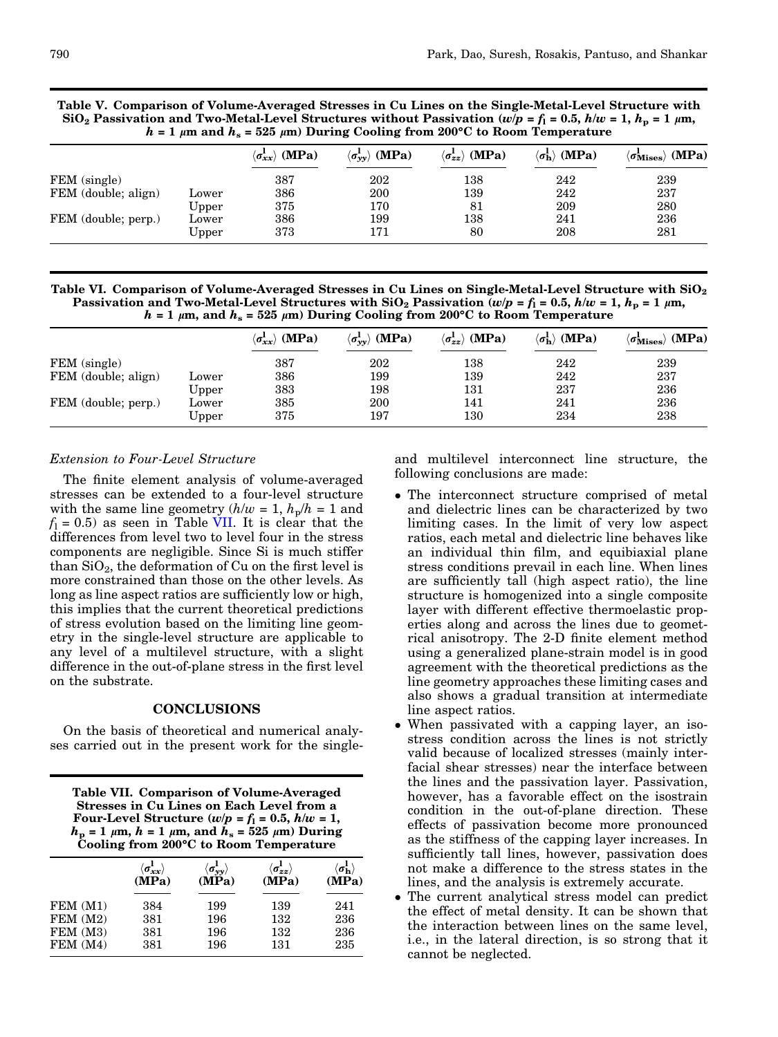**Table V. Comparison of Volume-Averaged Stresses in Cu Lines on the Single-Metal-Level Structure with $SiO_2$ Passivation and Two-Metal-Level Structures without Passivation ($w/p = f_l = 0.5$, $h/w = 1$, $h_p = 1$ $\mu$m, $h = 1$ $\mu$m and $h_s = 525$ $\mu$m) During Cooling from 200°C to Room Temperature**

| | | $\langle\sigma_{xx}^{l}\rangle$ (MPa) | $\langle\sigma_{yy}^{l}\rangle$ (MPa) | $\langle\sigma_{zz}^{l}\rangle$ (MPa) | $\langle\sigma_{h}^{l}\rangle$ (MPa) | $\langle\sigma_{Mises}^{l}\rangle$ (MPa) |
|---|---|---|---|---|---|---|
| FEM (single) | | 387 | 202 | 138 | 242 | 239 |
| FEM (double; align) | Lower | 386 | 200 | 139 | 242 | 237 |
| | Upper | 375 | 170 | 81 | 209 | 280 |
| FEM (double; perp.) | Lower | 386 | 199 | 138 | 241 | 236 |
| | Upper | 373 | 171 | 80 | 208 | 281 |

**Table VI. Comparison of Volume-Averaged Stresses in Cu Lines on Single-Metal-Level Structure with $SiO_2$ Passivation and Two-Metal-Level Structures with $SiO_2$ Passivation ($w/p = f_l = 0.5$, $h/w = 1$, $h_p = 1$ $\mu$m, $h = 1$ $\mu$m, and $h_s = 525$ $\mu$m) During Cooling from 200°C to Room Temperature**

| | | $\langle\sigma_{xx}^{l}\rangle$ (MPa) | $\langle\sigma_{yy}^{l}\rangle$ (MPa) | $\langle\sigma_{zz}^{l}\rangle$ (MPa) | $\langle\sigma_{h}^{l}\rangle$ (MPa) | $\langle\sigma_{Mises}^{l}\rangle$ (MPa) |
|---|---|---|---|---|---|---|
| FEM (single) | | 387 | 202 | 138 | 242 | 239 |
| FEM (double; align) | Lower | 386 | 199 | 139 | 242 | 237 |
| | Upper | 383 | 198 | 131 | 237 | 236 |
| FEM (double; perp.) | Lower | 385 | 200 | 141 | 241 | 236 |
| | Upper | 375 | 197 | 130 | 234 | 238 |

*Extension to Four-Level Structure*

The finite element analysis of volume-averaged stresses can be extended to a four-level structure with the same line geometry ($h/w = 1$, $h_p/h = 1$ and $f_l = 0.5$) as seen in Table VII. It is clear that the differences from level two to level four in the stress components are negligible. Since Si is much stiffer than $SiO_2$, the deformation of Cu on the first level is more constrained than those on the other levels. As long as line aspect ratios are sufficiently low or high, this implies that the current theoretical predictions of stress evolution based on the limiting line geometry in the single-level structure are applicable to any level of a multilevel structure, with a slight difference in the out-of-plane stress in the first level on the substrate.

## CONCLUSIONS

On the basis of theoretical and numerical analyses carried out in the present work for the single- and multilevel interconnect line structure, the following conclusions are made:

**Table VII. Comparison of Volume-Averaged Stresses in Cu Lines on Each Level from a Four-Level Structure ($w/p = f_l = 0.5$, $h/w = 1$, $h_p = 1$ $\mu$m, $h = 1$ $\mu$m, and $h_s = 525$ $\mu$m) During Cooling from 200°C to Room Temperature**

| | $\langle\sigma_{xx}^{l}\rangle$ (MPa) | $\langle\sigma_{yy}^{l}\rangle$ (MPa) | $\langle\sigma_{zz}^{l}\rangle$ (MPa) | $\langle\sigma_{h}^{l}\rangle$ (MPa) |
|---|---|---|---|---|
| FEM (M1) | 384 | 199 | 139 | 241 |
| FEM (M2) | 381 | 196 | 132 | 236 |
| FEM (M3) | 381 | 196 | 132 | 236 |
| FEM (M4) | 381 | 196 | 131 | 235 |

- The interconnect structure comprised of metal and dielectric lines can be characterized by two limiting cases. In the limit of very low aspect ratios, each metal and dielectric line behaves like an individual thin film, and equibiaxial plane stress conditions prevail in each line. When lines are sufficiently tall (high aspect ratio), the line structure is homogenized into a single composite layer with different effective thermoelastic properties along and across the lines due to geometrical anisotropy. The 2-D finite element method using a generalized plane-strain model is in good agreement with the theoretical predictions as the line geometry approaches these limiting cases and also shows a gradual transition at intermediate line aspect ratios.
- When passivated with a capping layer, an isostress condition across the lines is not strictly valid because of localized stresses (mainly interfacial shear stresses) near the interface between the lines and the passivation layer. Passivation, however, has a favorable effect on the isostrain condition in the out-of-plane direction. These effects of passivation become more pronounced as the stiffness of the capping layer increases. In sufficiently tall lines, however, passivation does not make a difference to the stress states in the lines, and the analysis is extremely accurate.
- The current analytical stress model can predict the effect of metal density. It can be shown that the interaction between lines on the same level, i.e., in the lateral direction, is so strong that it cannot be neglected.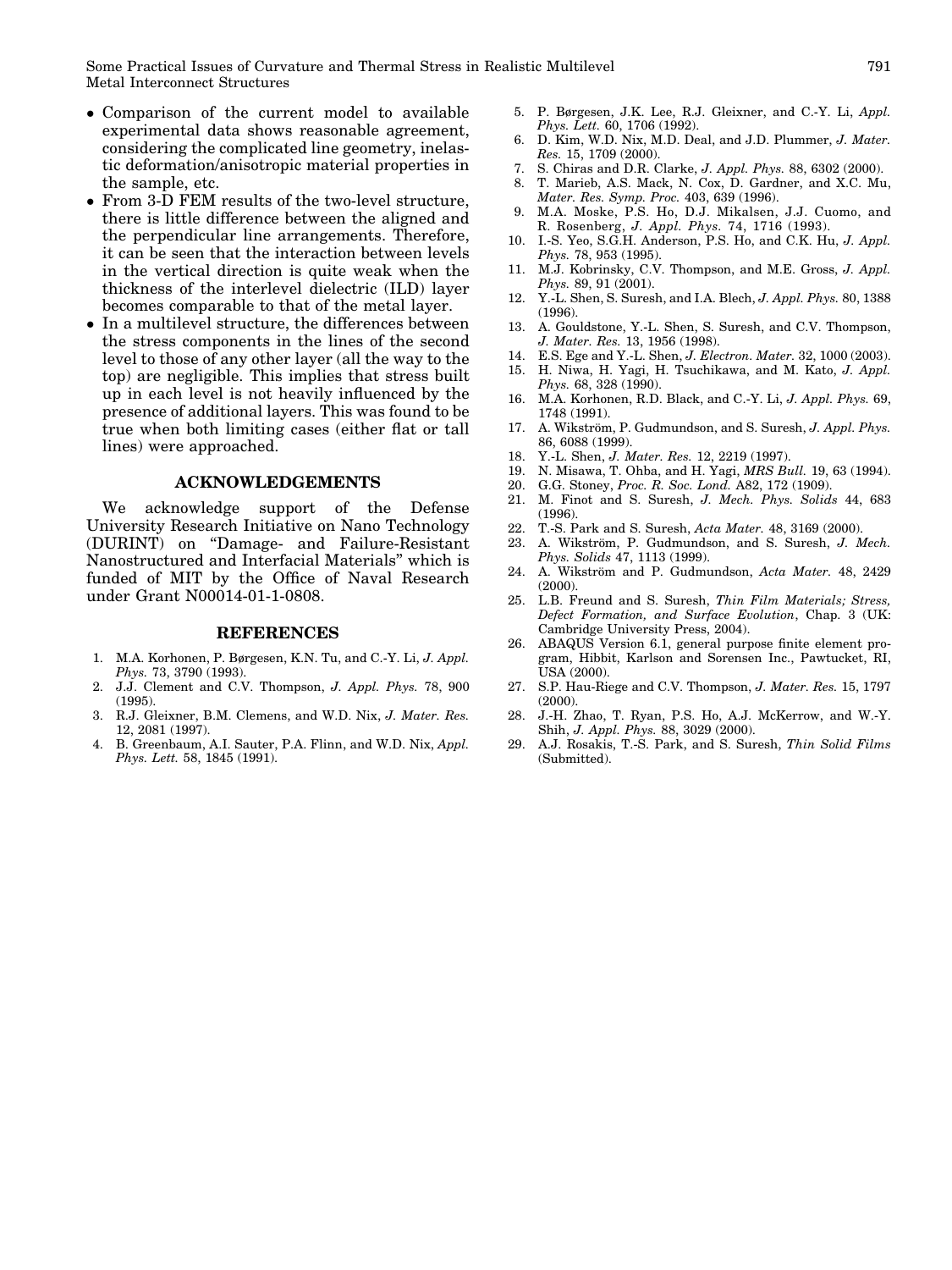- Comparison of the current model to available experimental data shows reasonable agreement, considering the complicated line geometry, inelastic deformation/anisotropic material properties in the sample, etc.
- From 3-D FEM results of the two-level structure, there is little difference between the aligned and the perpendicular line arrangements. Therefore, it can be seen that the interaction between levels in the vertical direction is quite weak when the thickness of the interlevel dielectric (ILD) layer becomes comparable to that of the metal layer.
- In a multilevel structure, the differences between the stress components in the lines of the second level to those of any other layer (all the way to the top) are negligible. This implies that stress built up in each level is not heavily influenced by the presence of additional layers. This was found to be true when both limiting cases (either flat or tall lines) were approached.

## ACKNOWLEDGEMENTS

We acknowledge support of the Defense University Research Initiative on Nano Technology (DURINT) on "Damage- and Failure-Resistant Nanostructured and Interfacial Materials" which is funded of MIT by the Office of Naval Research under Grant N00014-01-1-0808.

## REFERENCES

1. M.A. Korhonen, P. Børgesen, K.N. Tu, and C.-Y. Li, *J. Appl. Phys.* 73, 3790 (1993).
2. J.J. Clement and C.V. Thompson, *J. Appl. Phys.* 78, 900 (1995).
3. R.J. Gleixner, B.M. Clemens, and W.D. Nix, *J. Mater. Res.* 12, 2081 (1997).
4. B. Greenbaum, A.I. Sauter, P.A. Flinn, and W.D. Nix, *Appl. Phys. Lett.* 58, 1845 (1991).
5. P. Børgesen, J.K. Lee, R.J. Gleixner, and C.-Y. Li, *Appl. Phys. Lett.* 60, 1706 (1992).
6. D. Kim, W.D. Nix, M.D. Deal, and J.D. Plummer, *J. Mater. Res.* 15, 1709 (2000).
7. S. Chiras and D.R. Clarke, *J. Appl. Phys.* 88, 6302 (2000).
8. T. Marieb, A.S. Mack, N. Cox, D. Gardner, and X.C. Mu, *Mater. Res. Symp. Proc.* 403, 639 (1996).
9. M.A. Moske, P.S. Ho, D.J. Mikalsen, J.J. Cuomo, and R. Rosenberg, *J. Appl. Phys.* 74, 1716 (1993).
10. I.-S. Yeo, S.G.H. Anderson, P.S. Ho, and C.K. Hu, *J. Appl. Phys.* 78, 953 (1995).
11. M.J. Kobrinsky, C.V. Thompson, and M.E. Gross, *J. Appl. Phys.* 89, 91 (2001).
12. Y.-L. Shen, S. Suresh, and I.A. Blech, *J. Appl. Phys.* 80, 1388 (1996).
13. A. Gouldstone, Y.-L. Shen, S. Suresh, and C.V. Thompson, *J. Mater. Res.* 13, 1956 (1998).
14. E.S. Ege and Y.-L. Shen, *J. Electron. Mater.* 32, 1000 (2003).
15. H. Niwa, H. Yagi, H. Tsuchikawa, and M. Kato, *J. Appl. Phys.* 68, 328 (1990).
16. M.A. Korhonen, R.D. Black, and C.-Y. Li, *J. Appl. Phys.* 69, 1748 (1991).
17. A. Wikström, P. Gudmundson, and S. Suresh, *J. Appl. Phys.* 86, 6088 (1999).
18. Y.-L. Shen, *J. Mater. Res.* 12, 2219 (1997).
19. N. Misawa, T. Ohba, and H. Yagi, *MRS Bull.* 19, 63 (1994).
20. G.G. Stoney, *Proc. R. Soc. Lond.* A82, 172 (1909).
21. M. Finot and S. Suresh, *J. Mech. Phys. Solids* 44, 683 (1996).
22. T.-S. Park and S. Suresh, *Acta Mater.* 48, 3169 (2000).
23. A. Wikström, P. Gudmundson, and S. Suresh, *J. Mech. Phys. Solids* 47, 1113 (1999).
24. A. Wikström and P. Gudmundson, *Acta Mater.* 48, 2429 (2000).
25. L.B. Freund and S. Suresh, *Thin Film Materials; Stress, Defect Formation, and Surface Evolution*, Chap. 3 (UK: Cambridge University Press, 2004).
26. ABAQUS Version 6.1, general purpose finite element program, Hibbit, Karlson and Sorensen Inc., Pawtucket, RI, USA (2000).
27. S.P. Hau-Riege and C.V. Thompson, *J. Mater. Res.* 15, 1797 (2000).
28. J.-H. Zhao, T. Ryan, P.S. Ho, A.J. McKerrow, and W.-Y. Shih, *J. Appl. Phys.* 88, 3029 (2000).
29. A.J. Rosakis, T.-S. Park, and S. Suresh, *Thin Solid Films* (Submitted).